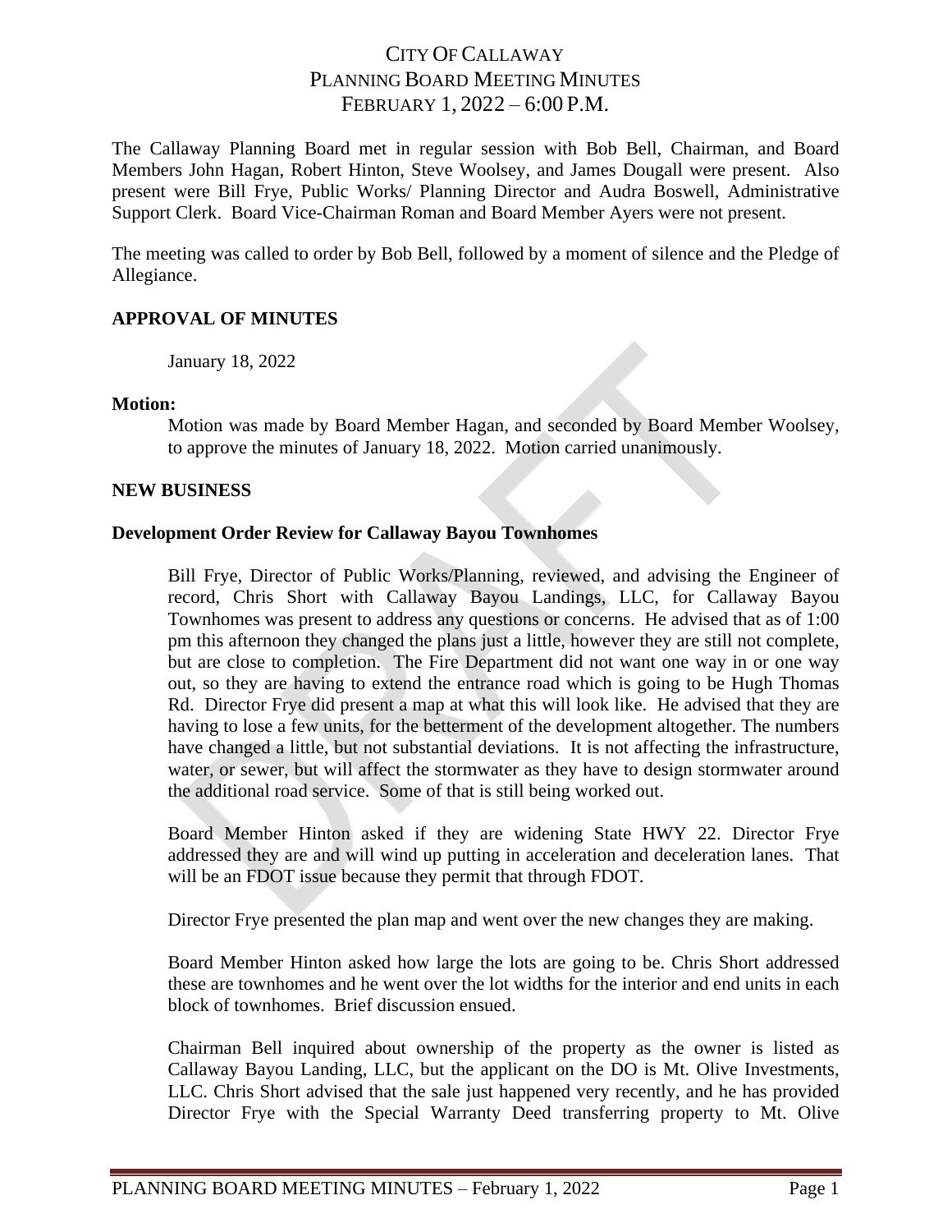# CITY OF CALLAWAY
## PLANNING BOARD MEETING MINUTES
## FEBRUARY 1, 2022 – 6:00 P.M.

The Callaway Planning Board met in regular session with Bob Bell, Chairman, and Board Members John Hagan, Robert Hinton, Steve Woolsey, and James Dougall were present. Also present were Bill Frye, Public Works/ Planning Director and Audra Boswell, Administrative Support Clerk. Board Vice-Chairman Roman and Board Member Ayers were not present.

The meeting was called to order by Bob Bell, followed by a moment of silence and the Pledge of Allegiance.

### APPROVAL OF MINUTES

January 18, 2022

**Motion:**

Motion was made by Board Member Hagan, and seconded by Board Member Woolsey, to approve the minutes of January 18, 2022. Motion carried unanimously.

### NEW BUSINESS

### Development Order Review for Callaway Bayou Townhomes

Bill Frye, Director of Public Works/Planning, reviewed, and advising the Engineer of record, Chris Short with Callaway Bayou Landings, LLC, for Callaway Bayou Townhomes was present to address any questions or concerns. He advised that as of 1:00 pm this afternoon they changed the plans just a little, however they are still not complete, but are close to completion. The Fire Department did not want one way in or one way out, so they are having to extend the entrance road which is going to be Hugh Thomas Rd. Director Frye did present a map at what this will look like. He advised that they are having to lose a few units, for the betterment of the development altogether. The numbers have changed a little, but not substantial deviations. It is not affecting the infrastructure, water, or sewer, but will affect the stormwater as they have to design stormwater around the additional road service. Some of that is still being worked out.

Board Member Hinton asked if they are widening State HWY 22. Director Frye addressed they are and will wind up putting in acceleration and deceleration lanes. That will be an FDOT issue because they permit that through FDOT.

Director Frye presented the plan map and went over the new changes they are making.

Board Member Hinton asked how large the lots are going to be. Chris Short addressed these are townhomes and he went over the lot widths for the interior and end units in each block of townhomes. Brief discussion ensued.

Chairman Bell inquired about ownership of the property as the owner is listed as Callaway Bayou Landing, LLC, but the applicant on the DO is Mt. Olive Investments, LLC. Chris Short advised that the sale just happened very recently, and he has provided Director Frye with the Special Warranty Deed transferring property to Mt. Olive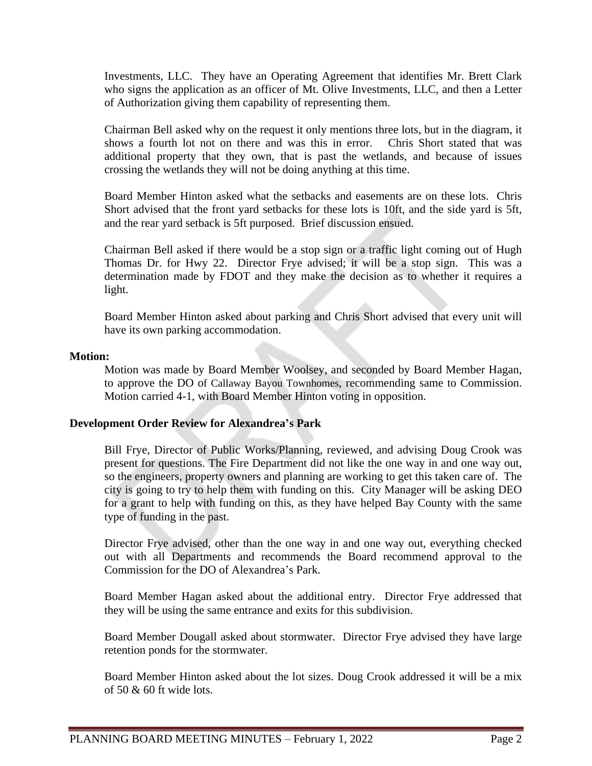Investments, LLC. They have an Operating Agreement that identifies Mr. Brett Clark who signs the application as an officer of Mt. Olive Investments, LLC, and then a Letter of Authorization giving them capability of representing them.

Chairman Bell asked why on the request it only mentions three lots, but in the diagram, it shows a fourth lot not on there and was this in error. Chris Short stated that was additional property that they own, that is past the wetlands, and because of issues crossing the wetlands they will not be doing anything at this time.

Board Member Hinton asked what the setbacks and easements are on these lots. Chris Short advised that the front yard setbacks for these lots is 10ft, and the side yard is 5ft, and the rear yard setback is 5ft purposed. Brief discussion ensued.

Chairman Bell asked if there would be a stop sign or a traffic light coming out of Hugh Thomas Dr. for Hwy 22. Director Frye advised; it will be a stop sign. This was a determination made by FDOT and they make the decision as to whether it requires a light.

Board Member Hinton asked about parking and Chris Short advised that every unit will have its own parking accommodation.

**Motion:**

Motion was made by Board Member Woolsey, and seconded by Board Member Hagan, to approve the DO of Callaway Bayou Townhomes, recommending same to Commission. Motion carried 4-1, with Board Member Hinton voting in opposition.

**Development Order Review for Alexandrea's Park**

Bill Frye, Director of Public Works/Planning, reviewed, and advising Doug Crook was present for questions. The Fire Department did not like the one way in and one way out, so the engineers, property owners and planning are working to get this taken care of. The city is going to try to help them with funding on this. City Manager will be asking DEO for a grant to help with funding on this, as they have helped Bay County with the same type of funding in the past.

Director Frye advised, other than the one way in and one way out, everything checked out with all Departments and recommends the Board recommend approval to the Commission for the DO of Alexandrea's Park.

Board Member Hagan asked about the additional entry. Director Frye addressed that they will be using the same entrance and exits for this subdivision.

Board Member Dougall asked about stormwater. Director Frye advised they have large retention ponds for the stormwater.

Board Member Hinton asked about the lot sizes. Doug Crook addressed it will be a mix of 50 & 60 ft wide lots.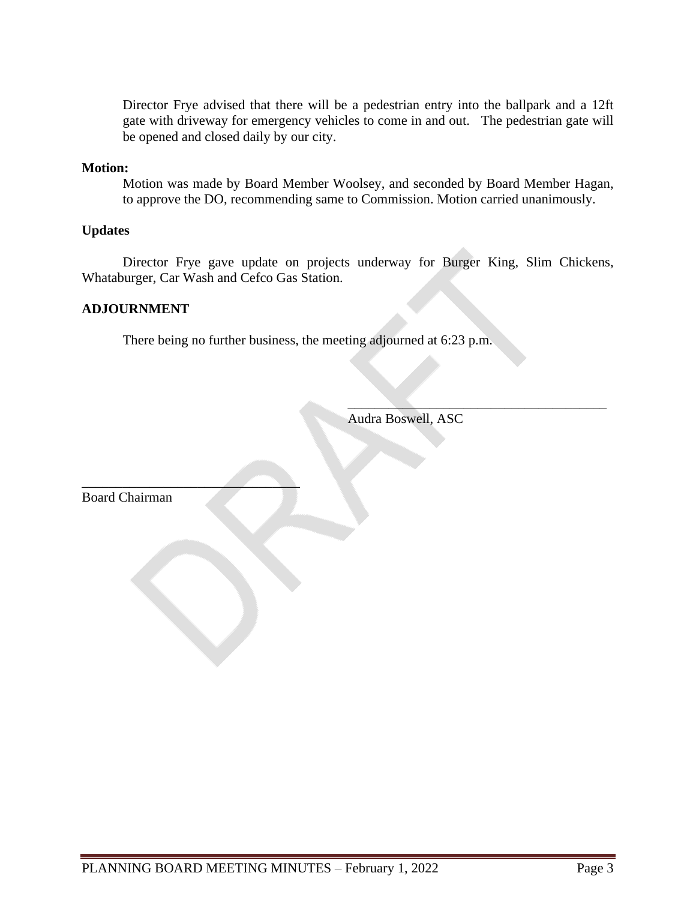Director Frye advised that there will be a pedestrian entry into the ballpark and a 12ft gate with driveway for emergency vehicles to come in and out. The pedestrian gate will be opened and closed daily by our city.

**Motion:**

Motion was made by Board Member Woolsey, and seconded by Board Member Hagan, to approve the DO, recommending same to Commission. Motion carried unanimously.

**Updates**

Director Frye gave update on projects underway for Burger King, Slim Chickens, Whataburger, Car Wash and Cefco Gas Station.

**ADJOURNMENT**

There being no further business, the meeting adjourned at 6:23 p.m.

\_\_\_\_\_\_\_\_\_\_\_\_\_\_\_\_\_\_\_\_\_\_\_\_\_\_\_\_\_\_\_\_\_\_\_\_\_\_\_\_
Audra Boswell, ASC

\_\_\_\_\_\_\_\_\_\_\_\_\_\_\_\_\_\_\_\_\_\_\_\_\_\_\_\_\_\_\_\_\_\_
Board Chairman

DRAFT